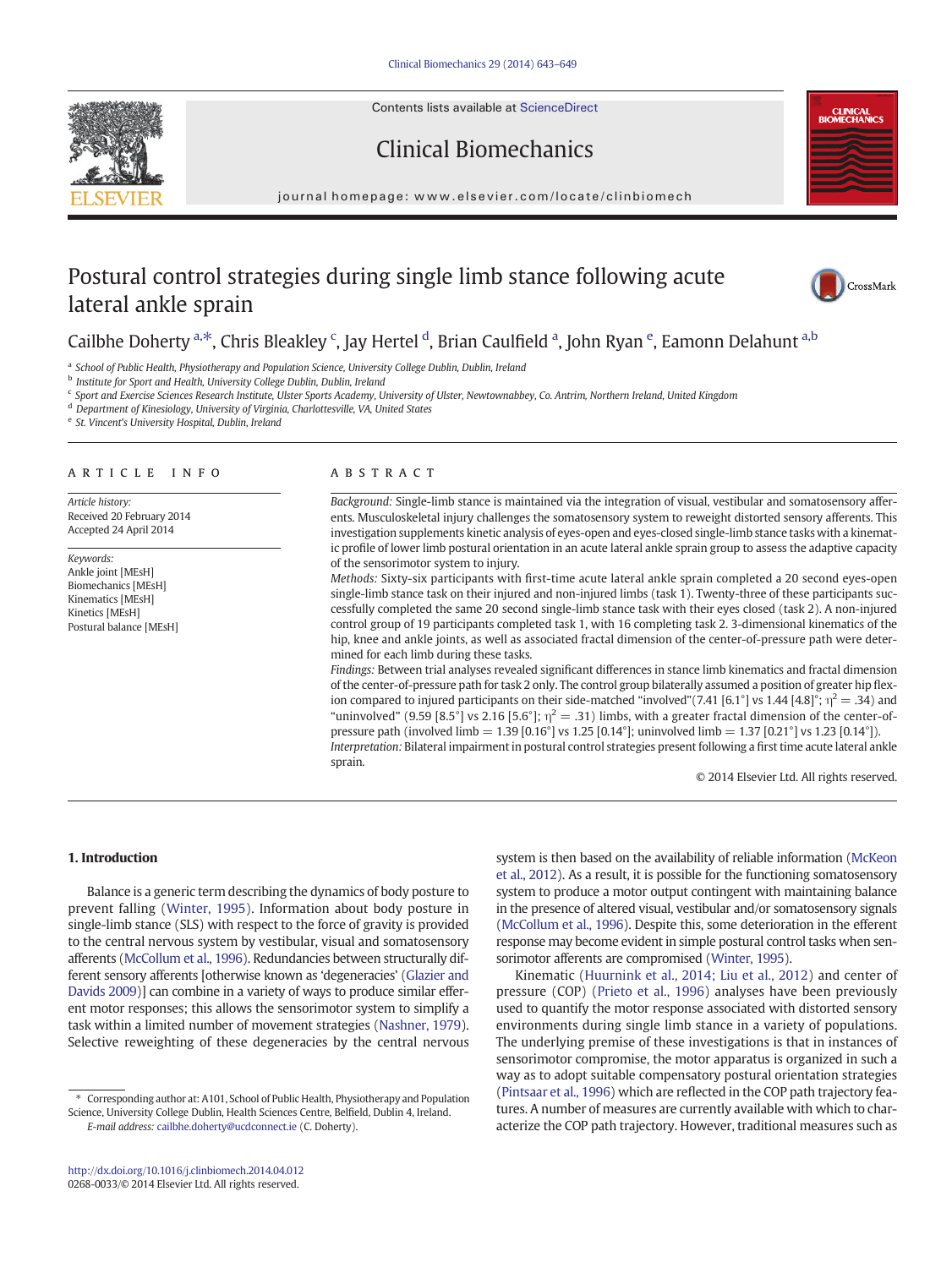# Postural control strategies during single limb stance following acute lateral ankle sprain

Cailbhe Doherty [a,*], Chris Bleakley [c], Jay Hertel [d], Brian Caulfield [a], John Ryan [e], Eamonn Delahunt [a,b]

[a] School of Public Health, Physiotherapy and Population Science, University College Dublin, Dublin, Ireland
[b] Institute for Sport and Health, University College Dublin, Dublin, Ireland
[c] Sport and Exercise Sciences Research Institute, Ulster Sports Academy, University of Ulster, Newtownabbey, Co. Antrim, Northern Ireland, United Kingdom
[d] Department of Kinesiology, University of Virginia, Charlottesville, VA, United States
[e] St. Vincent's University Hospital, Dublin, Ireland

## ARTICLE INFO

*Article history:*
Received 20 February 2014
Accepted 24 April 2014

*Keywords:*
Ankle joint [MEsH]
Biomechanics [MEsH]
Kinematics [MEsH]
Kinetics [MEsH]
Postural balance [MEsH]

## ABSTRACT

*Background:* Single-limb stance is maintained via the integration of visual, vestibular and somatosensory afferents. Musculoskeletal injury challenges the somatosensory system to reweight distorted sensory afferents. This investigation supplements kinetic analysis of eyes-open and eyes-closed single-limb stance tasks with a kinematic profile of lower limb postural orientation in an acute lateral ankle sprain group to assess the adaptive capacity of the sensorimotor system to injury.

*Methods:* Sixty-six participants with first-time acute lateral ankle sprain completed a 20 second eyes-open single-limb stance task on their injured and non-injured limbs (task 1). Twenty-three of these participants successfully completed the same 20 second single-limb stance task with their eyes closed (task 2). A non-injured control group of 19 participants completed task 1, with 16 completing task 2. 3-dimensional kinematics of the hip, knee and ankle joints, as well as associated fractal dimension of the center-of-pressure path were determined for each limb during these tasks.

*Findings:* Between trial analyses revealed significant differences in stance limb kinematics and fractal dimension of the center-of-pressure path for task 2 only. The control group bilaterally assumed a position of greater hip flexion compared to injured participants on their side-matched "involved"(7.41 [6.1°] vs 1.44 [4.8]°; $\eta^2 = .34$) and "uninvolved" (9.59 [8.5°] vs 2.16 [5.6°]; $\eta^2 = .31$) limbs, with a greater fractal dimension of the center-of-pressure path (involved limb = 1.39 [0.16°] vs 1.25 [0.14°]; uninvolved limb = 1.37 [0.21°] vs 1.23 [0.14°]).

*Interpretation:* Bilateral impairment in postural control strategies present following a first time acute lateral ankle sprain.

© 2014 Elsevier Ltd. All rights reserved.

## 1. Introduction

Balance is a generic term describing the dynamics of body posture to prevent falling (Winter, 1995). Information about body posture in single-limb stance (SLS) with respect to the force of gravity is provided to the central nervous system by vestibular, visual and somatosensory afferents (McCollum et al., 1996). Redundancies between structurally different sensory afferents [otherwise known as 'degeneracies' (Glazier and Davids 2009)] can combine in a variety of ways to produce similar efferent motor responses; this allows the sensorimotor system to simplify a task within a limited number of movement strategies (Nashner, 1979). Selective reweighting of these degeneracies by the central nervous system is then based on the availability of reliable information (McKeon et al., 2012). As a result, it is possible for the functioning somatosensory system to produce a motor output contingent with maintaining balance in the presence of altered visual, vestibular and/or somatosensory signals (McCollum et al., 1996). Despite this, some deterioration in the efferent response may become evident in simple postural control tasks when sensorimotor afferents are compromised (Winter, 1995).

Kinematic (Huurnink et al., 2014; Liu et al., 2012) and center of pressure (COP) (Prieto et al., 1996) analyses have been previously used to quantify the motor response associated with distorted sensory environments during single limb stance in a variety of populations. The underlying premise of these investigations is that in instances of sensorimotor compromise, the motor apparatus is organized in such a way as to adopt suitable compensatory postural orientation strategies (Pintsaar et al., 1996) which are reflected in the COP path trajectory features. A number of measures are currently available with which to characterize the COP path trajectory. However, traditional measures such as

* Corresponding author at: A101, School of Public Health, Physiotherapy and Population Science, University College Dublin, Health Sciences Centre, Belfield, Dublin 4, Ireland.
E-mail address: cailbhe.doherty@ucdconnect.ie (C. Doherty).

http://dx.doi.org/10.1016/j.clinbiomech.2014.04.012
0268-0033/© 2014 Elsevier Ltd. All rights reserved.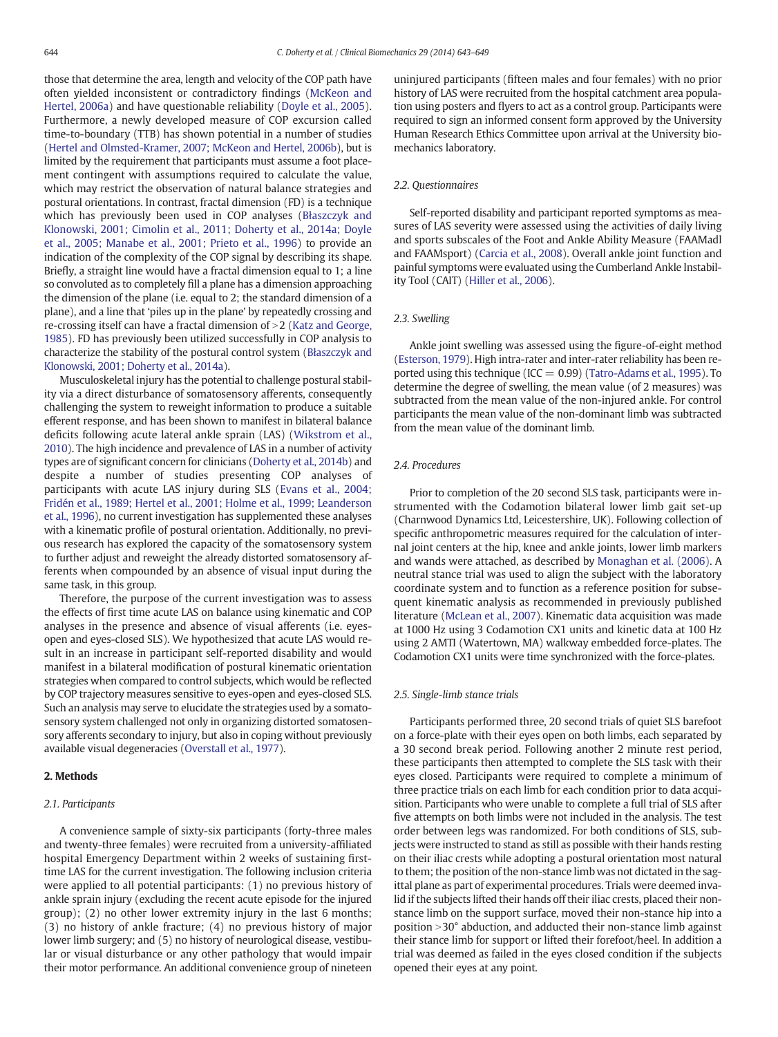those that determine the area, length and velocity of the COP path have often yielded inconsistent or contradictory findings (McKeon and Hertel, 2006a) and have questionable reliability (Doyle et al., 2005). Furthermore, a newly developed measure of COP excursion called time-to-boundary (TTB) has shown potential in a number of studies (Hertel and Olmsted-Kramer, 2007; McKeon and Hertel, 2006b), but is limited by the requirement that participants must assume a foot placement contingent with assumptions required to calculate the value, which may restrict the observation of natural balance strategies and postural orientations. In contrast, fractal dimension (FD) is a technique which has previously been used in COP analyses (Błaszczyk and Klonowski, 2001; Cimolin et al., 2011; Doherty et al., 2014a; Doyle et al., 2005; Manabe et al., 2001; Prieto et al., 1996) to provide an indication of the complexity of the COP signal by describing its shape. Briefly, a straight line would have a fractal dimension equal to 1; a line so convoluted as to completely fill a plane has a dimension approaching the dimension of the plane (i.e. equal to 2; the standard dimension of a plane), and a line that 'piles up in the plane' by repeatedly crossing and re-crossing itself can have a fractal dimension of >2 (Katz and George, 1985). FD has previously been utilized successfully in COP analysis to characterize the stability of the postural control system (Błaszczyk and Klonowski, 2001; Doherty et al., 2014a).

Musculoskeletal injury has the potential to challenge postural stability via a direct disturbance of somatosensory afferents, consequently challenging the system to reweight information to produce a suitable efferent response, and has been shown to manifest in bilateral balance deficits following acute lateral ankle sprain (LAS) (Wikstrom et al., 2010). The high incidence and prevalence of LAS in a number of activity types are of significant concern for clinicians (Doherty et al., 2014b) and despite a number of studies presenting COP analyses of participants with acute LAS injury during SLS (Evans et al., 2004; Fridén et al., 1989; Hertel et al., 2001; Holme et al., 1999; Leanderson et al., 1996), no current investigation has supplemented these analyses with a kinematic profile of postural orientation. Additionally, no previous research has explored the capacity of the somatosensory system to further adjust and reweight the already distorted somatosensory afferents when compounded by an absence of visual input during the same task, in this group.

Therefore, the purpose of the current investigation was to assess the effects of first time acute LAS on balance using kinematic and COP analyses in the presence and absence of visual afferents (i.e. eyes-open and eyes-closed SLS). We hypothesized that acute LAS would result in an increase in participant self-reported disability and would manifest in a bilateral modification of postural kinematic orientation strategies when compared to control subjects, which would be reflected by COP trajectory measures sensitive to eyes-open and eyes-closed SLS. Such an analysis may serve to elucidate the strategies used by a somatosensory system challenged not only in organizing distorted somatosensory afferents secondary to injury, but also in coping without previously available visual degeneracies (Overstall et al., 1977).

## 2. Methods

### 2.1. Participants

A convenience sample of sixty-six participants (forty-three males and twenty-three females) were recruited from a university-affiliated hospital Emergency Department within 2 weeks of sustaining first-time LAS for the current investigation. The following inclusion criteria were applied to all potential participants: (1) no previous history of ankle sprain injury (excluding the recent acute episode for the injured group); (2) no other lower extremity injury in the last 6 months; (3) no history of ankle fracture; (4) no previous history of major lower limb surgery; and (5) no history of neurological disease, vestibular or visual disturbance or any other pathology that would impair their motor performance. An additional convenience group of nineteen uninjured participants (fifteen males and four females) with no prior history of LAS were recruited from the hospital catchment area population using posters and flyers to act as a control group. Participants were required to sign an informed consent form approved by the University Human Research Ethics Committee upon arrival at the University biomechanics laboratory.

### 2.2. Questionnaires

Self-reported disability and participant reported symptoms as measures of LAS severity were assessed using the activities of daily living and sports subscales of the Foot and Ankle Ability Measure (FAAMadl and FAAMsport) (Carcia et al., 2008). Overall ankle joint function and painful symptoms were evaluated using the Cumberland Ankle Instability Tool (CAIT) (Hiller et al., 2006).

### 2.3. Swelling

Ankle joint swelling was assessed using the figure-of-eight method (Esterson, 1979). High intra-rater and inter-rater reliability has been reported using this technique (ICC = 0.99) (Tatro-Adams et al., 1995). To determine the degree of swelling, the mean value (of 2 measures) was subtracted from the mean value of the non-injured ankle. For control participants the mean value of the non-dominant limb was subtracted from the mean value of the dominant limb.

### 2.4. Procedures

Prior to completion of the 20 second SLS task, participants were instrumented with the Codamotion bilateral lower limb gait set-up (Charnwood Dynamics Ltd, Leicestershire, UK). Following collection of specific anthropometric measures required for the calculation of internal joint centers at the hip, knee and ankle joints, lower limb markers and wands were attached, as described by Monaghan et al. (2006). A neutral stance trial was used to align the subject with the laboratory coordinate system and to function as a reference position for subsequent kinematic analysis as recommended in previously published literature (McLean et al., 2007). Kinematic data acquisition was made at 1000 Hz using 3 Codamotion CX1 units and kinetic data at 100 Hz using 2 AMTI (Watertown, MA) walkway embedded force-plates. The Codamotion CX1 units were time synchronized with the force-plates.

### 2.5. Single-limb stance trials

Participants performed three, 20 second trials of quiet SLS barefoot on a force-plate with their eyes open on both limbs, each separated by a 30 second break period. Following another 2 minute rest period, these participants then attempted to complete the SLS task with their eyes closed. Participants were required to complete a minimum of three practice trials on each limb for each condition prior to data acquisition. Participants who were unable to complete a full trial of SLS after five attempts on both limbs were not included in the analysis. The test order between legs was randomized. For both conditions of SLS, subjects were instructed to stand as still as possible with their hands resting on their iliac crests while adopting a postural orientation most natural to them; the position of the non-stance limb was not dictated in the sagittal plane as part of experimental procedures. Trials were deemed invalid if the subjects lifted their hands off their iliac crests, placed their non-stance limb on the support surface, moved their non-stance hip into a position >30° abduction, and adducted their non-stance limb against their stance limb for support or lifted their forefoot/heel. In addition a trial was deemed as failed in the eyes closed condition if the subjects opened their eyes at any point.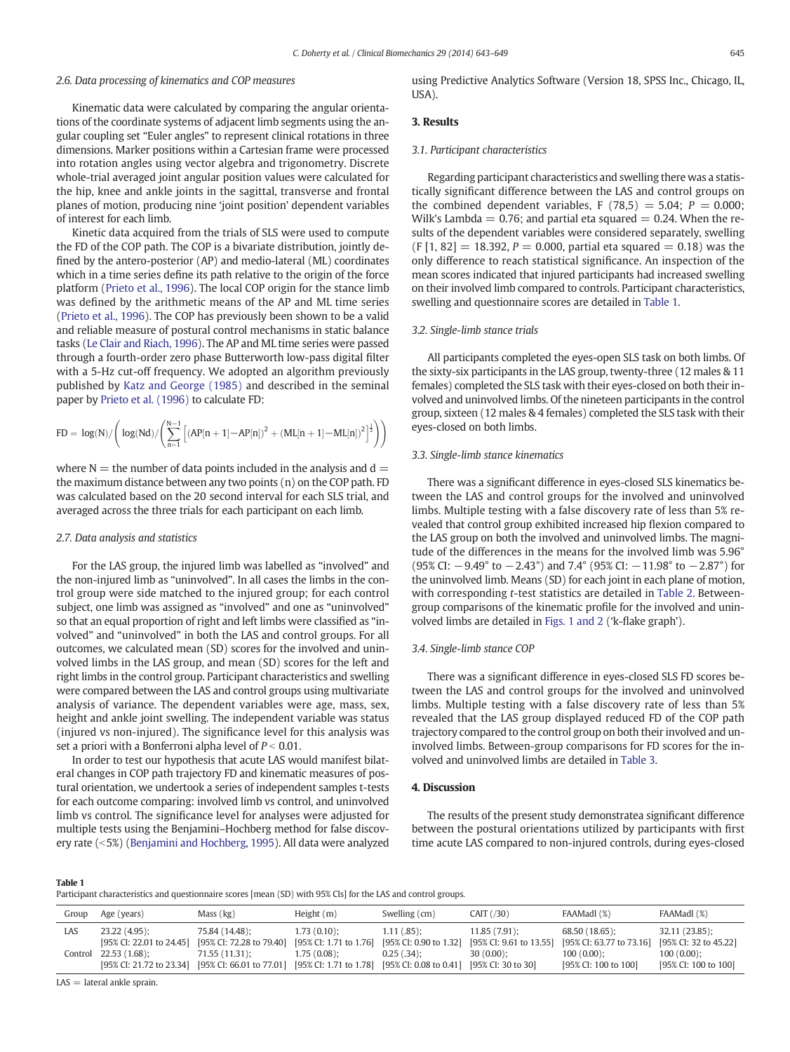### 2.6. Data processing of kinematics and COP measures

Kinematic data were calculated by comparing the angular orientations of the coordinate systems of adjacent limb segments using the angular coupling set "Euler angles" to represent clinical rotations in three dimensions. Marker positions within a Cartesian frame were processed into rotation angles using vector algebra and trigonometry. Discrete whole-trial averaged joint angular position values were calculated for the hip, knee and ankle joints in the sagittal, transverse and frontal planes of motion, producing nine 'joint position' dependent variables of interest for each limb.

Kinetic data acquired from the trials of SLS were used to compute the FD of the COP path. The COP is a bivariate distribution, jointly defined by the antero-posterior (AP) and medio-lateral (ML) coordinates which in a time series define its path relative to the origin of the force platform (Prieto et al., 1996). The local COP origin for the stance limb was defined by the arithmetic means of the AP and ML time series (Prieto et al., 1996). The COP has previously been shown to be a valid and reliable measure of postural control mechanisms in static balance tasks (Le Clair and Riach, 1996). The AP and ML time series were passed through a fourth-order zero phase Butterworth low-pass digital filter with a 5-Hz cut-off frequency. We adopted an algorithm previously published by Katz and George (1985) and described in the seminal paper by Prieto et al. (1996) to calculate FD:

$$\mathrm{FD} = \log(\mathrm{N}) / \left( \log(\mathrm{Nd}) / \left( \sum_{n=1}^{N-1} \left[ (\mathrm{AP}[n+1] - \mathrm{AP}[n])^2 + (\mathrm{ML}[n+1] - \mathrm{ML}[n])^2 \right]^{\frac{1}{2}} \right) \right)$$

where N = the number of data points included in the analysis and d = the maximum distance between any two points (n) on the COP path. FD was calculated based on the 20 second interval for each SLS trial, and averaged across the three trials for each participant on each limb.

### 2.7. Data analysis and statistics

For the LAS group, the injured limb was labelled as "involved" and the non-injured limb as "uninvolved". In all cases the limbs in the control group were side matched to the injured group; for each control subject, one limb was assigned as "involved" and one as "uninvolved" so that an equal proportion of right and left limbs were classified as "involved" and "uninvolved" in both the LAS and control groups. For all outcomes, we calculated mean (SD) scores for the involved and uninvolved limbs in the LAS group, and mean (SD) scores for the left and right limbs in the control group. Participant characteristics and swelling were compared between the LAS and control groups using multivariate analysis of variance. The dependent variables were age, mass, sex, height and ankle joint swelling. The independent variable was status (injured vs non-injured). The significance level for this analysis was set a priori with a Bonferroni alpha level of $P < 0.01$.

In order to test our hypothesis that acute LAS would manifest bilateral changes in COP path trajectory FD and kinematic measures of postural orientation, we undertook a series of independent samples t-tests for each outcome comparing: involved limb vs control, and uninvolved limb vs control. The significance level for analyses were adjusted for multiple tests using the Benjamini–Hochberg method for false discovery rate (<5%) (Benjamini and Hochberg, 1995). All data were analyzed using Predictive Analytics Software (Version 18, SPSS Inc., Chicago, IL, USA).

## 3. Results

### 3.1. Participant characteristics

Regarding participant characteristics and swelling there was a statistically significant difference between the LAS and control groups on the combined dependent variables, $F(78,5) = 5.04$; $P = 0.000$; Wilk's Lambda = 0.76; and partial eta squared = 0.24. When the results of the dependent variables were considered separately, swelling ($F[1, 82] = 18.392$, $P = 0.000$, partial eta squared = 0.18) was the only difference to reach statistical significance. An inspection of the mean scores indicated that injured participants had increased swelling on their involved limb compared to controls. Participant characteristics, swelling and questionnaire scores are detailed in Table 1.

### 3.2. Single-limb stance trials

All participants completed the eyes-open SLS task on both limbs. Of the sixty-six participants in the LAS group, twenty-three (12 males & 11 females) completed the SLS task with their eyes-closed on both their involved and uninvolved limbs. Of the nineteen participants in the control group, sixteen (12 males & 4 females) completed the SLS task with their eyes-closed on both limbs.

### 3.3. Single-limb stance kinematics

There was a significant difference in eyes-closed SLS kinematics between the LAS and control groups for the involved and uninvolved limbs. Multiple testing with a false discovery rate of less than 5% revealed that control group exhibited increased hip flexion compared to the LAS group on both the involved and uninvolved limbs. The magnitude of the differences in the means for the involved limb was 5.96° (95% CI: −9.49° to −2.43°) and 7.4° (95% CI: −11.98° to −2.87°) for the uninvolved limb. Means (SD) for each joint in each plane of motion, with corresponding t-test statistics are detailed in Table 2. Between-group comparisons of the kinematic profile for the involved and uninvolved limbs are detailed in Figs. 1 and 2 ('k-flake graph').

### 3.4. Single-limb stance COP

There was a significant difference in eyes-closed SLS FD scores between the LAS and control groups for the involved and uninvolved limbs. Multiple testing with a false discovery rate of less than 5% revealed that the LAS group displayed reduced FD of the COP path trajectory compared to the control group on both their involved and uninvolved limbs. Between-group comparisons for FD scores for the involved and uninvolved limbs are detailed in Table 3.

## 4. Discussion

The results of the present study demonstratea significant difference between the postural orientations utilized by participants with first time acute LAS compared to non-injured controls, during eyes-closed

**Table 1**
Participant characteristics and questionnaire scores [mean (SD) with 95% CIs] for the LAS and control groups.

| Group | Age (years) | Mass (kg) | Height (m) | Swelling (cm) | CAIT (/30) | FAAMadl (%) | FAAMadl (%) |
|---|---|---|---|---|---|---|---|
| LAS | 23.22 (4.95); [95% CI: 22.01 to 24.45] | 75.84 (14.48); [95% CI: 72.28 to 79.40] | 1.73 (0.10); [95% CI: 1.71 to 1.76] | 1.11 (.85); [95% CI: 0.90 to 1.32] | 11.85 (7.91); [95% CI: 9.61 to 13.55] | 68.50 (18.65); [95% CI: 63.77 to 73.16] | 32.11 (23.85); [95% CI: 32 to 45.22] |
| Control | 22.53 (1.68); [95% CI: 21.72 to 23.34] | 71.55 (11.31); [95% CI: 66.01 to 77.01] | 1.75 (0.08); [95% CI: 1.71 to 1.78] | 0.25 (.34); [95% CI: 0.08 to 0.41] | 30 (0.00); [95% CI: 30 to 30] | 100 (0.00); [95% CI: 100 to 100] | 100 (0.00); [95% CI: 100 to 100] |

LAS = lateral ankle sprain.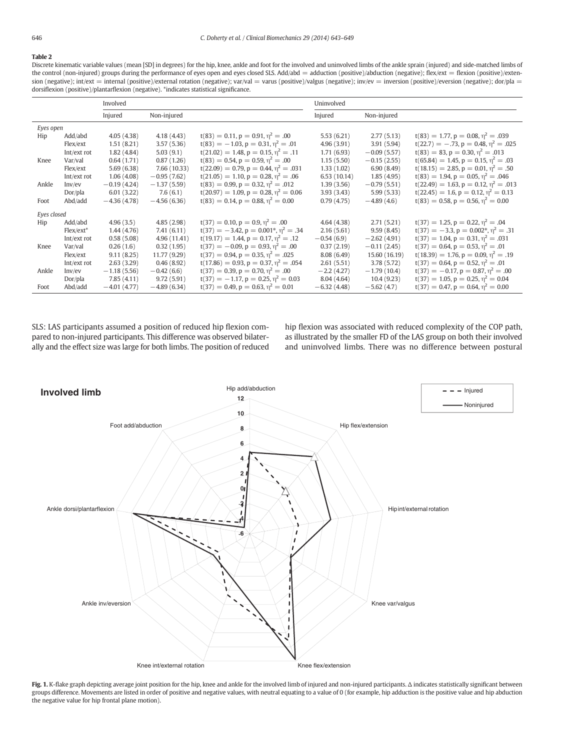**Table 2**

Discrete kinematic variable values (mean [SD] in degrees) for the hip, knee, ankle and foot for the involved and uninvolved limbs of the ankle sprain (injured) and side-matched limbs of the control (non-injured) groups during the performance of eyes open and eyes closed SLS. Add/abd = adduction (positive)/abduction (negative); flex/ext = flexion (positive)/extension (negative); int/ext = internal (positive)/external rotation (negative); var/val = varus (positive)/valgus (negative); inv/ev = inversion (positive)/eversion (negative); dor/pla = dorsiflexion (positive)/plantarflexion (negative). *indicates statistical significance.

| | | Involved | | | Uninvolved | | |
|---|---|---|---|---|---|---|---|
| | | Injured | Non-injured | | Injured | Non-injured | |
| *Eyes open* | | | | | | | |
| Hip | Add/abd | 4.05 (4.38) | 4.18 (4.43) | $t(83) = 0.11, p = 0.91, \eta^2 = .00$ | 5.53 (6.21) | 2.77 (5.13) | $t(83) = 1.77, p = 0.08, \eta^2 = .039$ |
| | Flex/ext | 1.51 (8.21) | 3.57 (5.36) | $t(83) = -1.03, p = 0.31, \eta^2 = .01$ | 4.96 (3.91) | 3.91 (5.94) | $t(22.7) = -.73, p = 0.48, \eta^2 = .025$ |
| | Int/ext rot | 1.82 (4.84) | 5.03 (9.1) | $t(21.02) = 1.48, p = 0.15, \eta^2 = .11$ | 1.71 (6.93) | −0.09 (5.57) | $t(83) = 83, p = 0.30, \eta^2 = .013$ |
| Knee | Var/val | 0.64 (1.71) | 0.87 (1.26) | $t(83) = 0.54, p = 0.59, \eta^2 = .00$ | 1.15 (5.50) | −0.15 (2.55) | $t(65.84) = 1.45, p = 0.15, \eta^2 = .03$ |
| | Flex/ext | 5.69 (6.38) | 7.66 (10.33) | $t(22.09) = 0.79, p = 0.44, \eta^2 = .031$ | 1.33 (1.02) | 6.90 (8.49) | $t(18.15) = 2.85, p = 0.01, \eta^2 = .50$ |
| | Int/ext rot | 1.06 (4.08) | −0.95 (7.62) | $t(21.05) = 1.10, p = 0.28, \eta^2 = .06$ | 6.53 (10.14) | 1.85 (4.95) | $t(83) = 1.94, p = 0.05, \eta^2 = .046$ |
| Ankle | Inv/ev | −0.19 (4.24) | −1.37 (5.59) | $t(83) = 0.99, p = 0.32, \eta^2 = .012$ | 1.39 (3.56) | −0.79 (5.51) | $t(22.49) = 1.63, p = 0.12, \eta^2 = .013$ |
| | Dor/pla | 6.01 (3.22) | 7.6 (6.1) | $t(20.97) = 1.09, p = 0.28, \eta^2 = 0.06$ | 3.93 (3.43) | 5.99 (5.33) | $t(22.45) = 1.6, p = 0.12, \eta^2 = 0.13$ |
| Foot | Abd/add | −4.36 (4.78) | −4.56 (6.36) | $t(83) = 0.14, p = 0.88, \eta^2 = 0.00$ | 0.79 (4.75) | −4.89 (4.6) | $t(83) = 0.58, p = 0.56, \eta^2 = 0.00$ |
| *Eyes closed* | | | | | | | |
| Hip | Add/abd | 4.96 (3.5) | 4.85 (2.98) | $t(37) = 0.10, p = 0.9, \eta^2 = .00$ | 4.64 (4.38) | 2.71 (5.21) | $t(37) = 1.25, p = 0.22, \eta^2 = .04$ |
| | Flex/ext* | 1.44 (4.76) | 7.41 (6.11) | $t(37) = -3.42, p = 0.001^*, \eta^2 = .34$ | 2.16 (5.61) | 9.59 (8.45) | $t(37) = -3.3, p = 0.002^*, \eta^2 = .31$ |
| | Int/ext rot | 0.58 (5.08) | 4.96 (11.41) | $t(19.17) = 1.44, p = 0.17, \eta^2 = .12$ | −0.54 (6.9) | −2.62 (4.91) | $t(37) = 1.04, p = 0.31, \eta^2 = .031$ |
| Knee | Var/val | 0.26 (1.6) | 0.32 (1.95) | $t(37) = -0.09, p = 0.93, \eta^2 = .00$ | 0.37 (2.19) | −0.11 (2.45) | $t(37) = 0.64, p = 0.53, \eta^2 = .01$ |
| | Flex/ext | 9.11 (8.25) | 11.77 (9.29) | $t(37) = 0.94, p = 0.35, \eta^2 = .025$ | 8.08 (6.49) | 15.60 (16.19) | $t(18.39) = 1.76, p = 0.09, \eta^2 = .19$ |
| | Int/ext rot | 2.63 (3.29) | 0.46 (8.92) | $t(17.86) = 0.93, p = 0.37, \eta^2 = .054$ | 2.61 (5.51) | 3.78 (5.72) | $t(37) = 0.64, p = 0.52, \eta^2 = .01$ |
| Ankle | Inv/ev | −1.18 (5.56) | −0.42 (6.6) | $t(37) = 0.39, p = 0.70, \eta^2 = .00$ | −2.2 (4.27) | −1.79 (10.4) | $t(37) = -0.17, p = 0.87, \eta^2 = .00$ |
| | Dor/pla | 7.85 (4.11) | 9.72 (5.91) | $t(37) = -1.17, p = 0.25, \eta^2 = 0.03$ | 8.04 (4.64) | 10.4 (9.23) | $t(37) = 1.05, p = 0.25, \eta^2 = 0.04$ |
| Foot | Abd/add | −4.01 (4.77) | −4.89 (6.34) | $t(37) = 0.49, p = 0.63, \eta^2 = 0.01$ | −6.32 (4.48) | −5.62 (4.7) | $t(37) = 0.47, p = 0.64, \eta^2 = 0.00$ |

SLS: LAS participants assumed a position of reduced hip flexion compared to non-injured participants. This difference was observed bilaterally and the effect size was large for both limbs. The position of reduced hip flexion was associated with reduced complexity of the COP path, as illustrated by the smaller FD of the LAS group on both their involved and uninvolved limbs. There was no difference between postural

**Fig. 1.** K-flake graph depicting average joint position for the hip, knee and ankle for the involved limb of injured and non-injured participants. Δ indicates statistically significant between groups difference. Movements are listed in order of positive and negative values, with neutral equating to a value of 0 (for example, hip adduction is the positive value and hip abduction the negative value for hip frontal plane motion).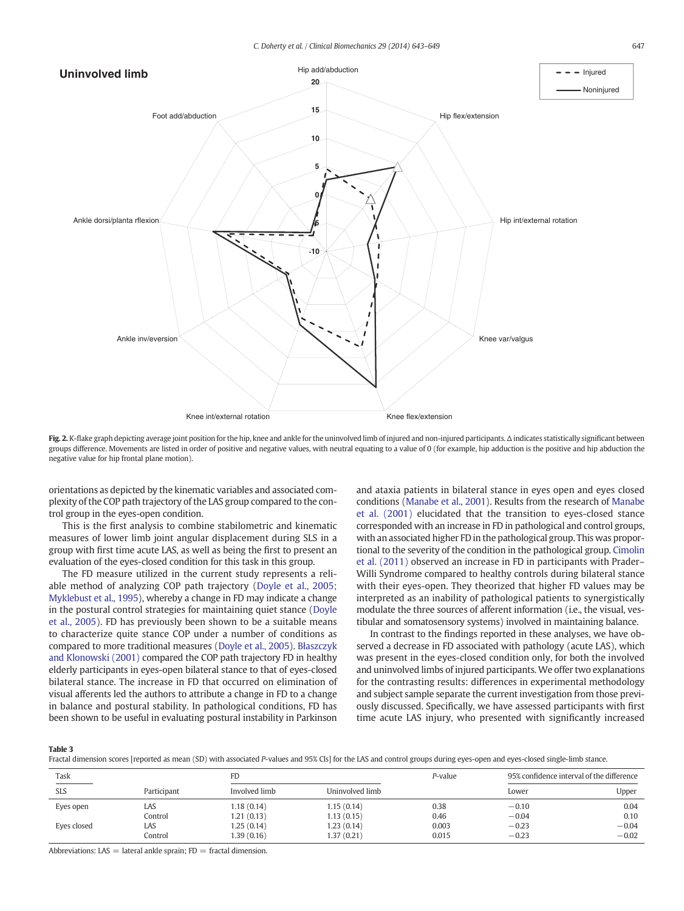**Fig. 2.** K-flake graph depicting average joint position for the hip, knee and ankle for the uninvolved limb of injured and non-injured participants. Δ indicates statistically significant between groups difference. Movements are listed in order of positive and negative values, with neutral equating to a value of 0 (for example, hip adduction is the positive and hip abduction the negative value for hip frontal plane motion).

orientations as depicted by the kinematic variables and associated complexity of the COP path trajectory of the LAS group compared to the control group in the eyes-open condition.

This is the first analysis to combine stabilometric and kinematic measures of lower limb joint angular displacement during SLS in a group with first time acute LAS, as well as being the first to present an evaluation of the eyes-closed condition for this task in this group.

The FD measure utilized in the current study represents a reliable method of analyzing COP path trajectory (Doyle et al., 2005; Myklebust et al., 1995), whereby a change in FD may indicate a change in the postural control strategies for maintaining quiet stance (Doyle et al., 2005). FD has previously been shown to be a suitable means to characterize quite stance COP under a number of conditions as compared to more traditional measures (Doyle et al., 2005). Błaszczyk and Klonowski (2001) compared the COP path trajectory FD in healthy elderly participants in eyes-open bilateral stance to that of eyes-closed bilateral stance. The increase in FD that occurred on elimination of visual afferents led the authors to attribute a change in FD to a change in balance and postural stability. In pathological conditions, FD has been shown to be useful in evaluating postural instability in Parkinson and ataxia patients in bilateral stance in eyes open and eyes closed conditions (Manabe et al., 2001). Results from the research of Manabe et al. (2001) elucidated that the transition to eyes-closed stance corresponded with an increase in FD in pathological and control groups, with an associated higher FD in the pathological group. This was proportional to the severity of the condition in the pathological group. Cimolin et al. (2011) observed an increase in FD in participants with Prader–Willi Syndrome compared to healthy controls during bilateral stance with their eyes-open. They theorized that higher FD values may be interpreted as an inability of pathological patients to synergistically modulate the three sources of afferent information (i.e., the visual, vestibular and somatosensory systems) involved in maintaining balance.

In contrast to the findings reported in these analyses, we have observed a decrease in FD associated with pathology (acute LAS), which was present in the eyes-closed condition only, for both the involved and uninvolved limbs of injured participants. We offer two explanations for the contrasting results: differences in experimental methodology and subject sample separate the current investigation from those previously discussed. Specifically, we have assessed participants with first time acute LAS injury, who presented with significantly increased

**Table 3**
Fractal dimension scores [reported as mean (SD) with associated *P*-values and 95% CIs] for the LAS and control groups during eyes-open and eyes-closed single-limb stance.

| Task | | FD | | *P*-value | 95% confidence interval of the difference | |
|---|---|---|---|---|---|---|
| SLS | Participant | Involved limb | Uninvolved limb | | Lower | Upper |
| Eyes open | LAS | 1.18 (0.14) | 1.15 (0.14) | 0.38 | −0.10 | 0.04 |
| | Control | 1.21 (0.13) | 1.13 (0.15) | 0.46 | −0.04 | 0.10 |
| Eyes closed | LAS | 1.25 (0.14) | 1.23 (0.14) | 0.003 | −0.23 | −0.04 |
| | Control | 1.39 (0.16) | 1.37 (0.21) | 0.015 | −0.23 | −0.02 |

Abbreviations: LAS = lateral ankle sprain; FD = fractal dimension.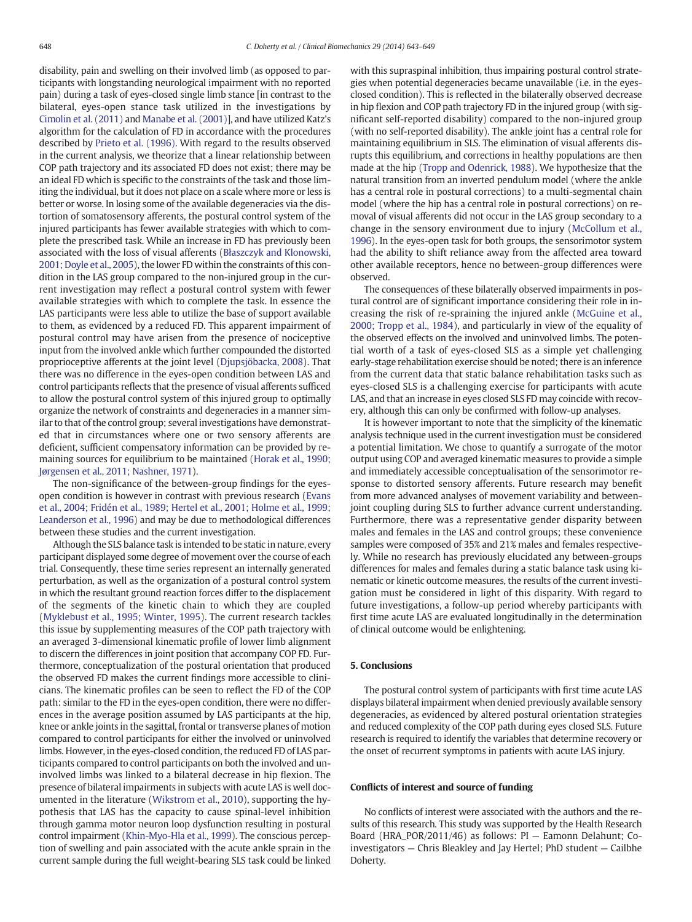disability, pain and swelling on their involved limb (as opposed to participants with longstanding neurological impairment with no reported pain) during a task of eyes-closed single limb stance [in contrast to the bilateral, eyes-open stance task utilized in the investigations by Cimolin et al. (2011) and Manabe et al. (2001)], and have utilized Katz's algorithm for the calculation of FD in accordance with the procedures described by Prieto et al. (1996). With regard to the results observed in the current analysis, we theorize that a linear relationship between COP path trajectory and its associated FD does not exist; there may be an ideal FD which is specific to the constraints of the task and those limiting the individual, but it does not place on a scale where more or less is better or worse. In losing some of the available degeneracies via the distortion of somatosensory afferents, the postural control system of the injured participants has fewer available strategies with which to complete the prescribed task. While an increase in FD has previously been associated with the loss of visual afferents (Błaszczyk and Klonowski, 2001; Doyle et al., 2005), the lower FD within the constraints of this condition in the LAS group compared to the non-injured group in the current investigation may reflect a postural control system with fewer available strategies with which to complete the task. In essence the LAS participants were less able to utilize the base of support available to them, as evidenced by a reduced FD. This apparent impairment of postural control may have arisen from the presence of nociceptive input from the involved ankle which further compounded the distorted proprioceptive afferents at the joint level (Djupsjöbacka, 2008). That there was no difference in the eyes-open condition between LAS and control participants reflects that the presence of visual afferents sufficed to allow the postural control system of this injured group to optimally organize the network of constraints and degeneracies in a manner similar to that of the control group; several investigations have demonstrated that in circumstances where one or two sensory afferents are deficient, sufficient compensatory information can be provided by remaining sources for equilibrium to be maintained (Horak et al., 1990; Jørgensen et al., 2011; Nashner, 1971).

The non-significance of the between-group findings for the eyes-open condition is however in contrast with previous research (Evans et al., 2004; Fridén et al., 1989; Hertel et al., 2001; Holme et al., 1999; Leanderson et al., 1996) and may be due to methodological differences between these studies and the current investigation.

Although the SLS balance task is intended to be static in nature, every participant displayed some degree of movement over the course of each trial. Consequently, these time series represent an internally generated perturbation, as well as the organization of a postural control system in which the resultant ground reaction forces differ to the displacement of the segments of the kinetic chain to which they are coupled (Myklebust et al., 1995; Winter, 1995). The current research tackles this issue by supplementing measures of the COP path trajectory with an averaged 3-dimensional kinematic profile of lower limb alignment to discern the differences in joint position that accompany COP FD. Furthermore, conceptualization of the postural orientation that produced the observed FD makes the current findings more accessible to clinicians. The kinematic profiles can be seen to reflect the FD of the COP path: similar to the FD in the eyes-open condition, there were no differences in the average position assumed by LAS participants at the hip, knee or ankle joints in the sagittal, frontal or transverse planes of motion compared to control participants for either the involved or uninvolved limbs. However, in the eyes-closed condition, the reduced FD of LAS participants compared to control participants on both the involved and uninvolved limbs was linked to a bilateral decrease in hip flexion. The presence of bilateral impairments in subjects with acute LAS is well documented in the literature (Wikstrom et al., 2010), supporting the hypothesis that LAS has the capacity to cause spinal-level inhibition through gamma motor neuron loop dysfunction resulting in postural control impairment (Khin-Myo-Hla et al., 1999). The conscious perception of swelling and pain associated with the acute ankle sprain in the current sample during the full weight-bearing SLS task could be linked with this supraspinal inhibition, thus impairing postural control strategies when potential degeneracies became unavailable (i.e. in the eyes-closed condition). This is reflected in the bilaterally observed decrease in hip flexion and COP path trajectory FD in the injured group (with significant self-reported disability) compared to the non-injured group (with no self-reported disability). The ankle joint has a central role for maintaining equilibrium in SLS. The elimination of visual afferents disrupts this equilibrium, and corrections in healthy populations are then made at the hip (Tropp and Odenrick, 1988). We hypothesize that the natural transition from an inverted pendulum model (where the ankle has a central role in postural corrections) to a multi-segmental chain model (where the hip has a central role in postural corrections) on removal of visual afferents did not occur in the LAS group secondary to a change in the sensory environment due to injury (McCollum et al., 1996). In the eyes-open task for both groups, the sensorimotor system had the ability to shift reliance away from the affected area toward other available receptors, hence no between-group differences were observed.

The consequences of these bilaterally observed impairments in postural control are of significant importance considering their role in increasing the risk of re-spraining the injured ankle (McGuine et al., 2000; Tropp et al., 1984), and particularly in view of the equality of the observed effects on the involved and uninvolved limbs. The potential worth of a task of eyes-closed SLS as a simple yet challenging early-stage rehabilitation exercise should be noted; there is an inference from the current data that static balance rehabilitation tasks such as eyes-closed SLS is a challenging exercise for participants with acute LAS, and that an increase in eyes closed SLS FD may coincide with recovery, although this can only be confirmed with follow-up analyses.

It is however important to note that the simplicity of the kinematic analysis technique used in the current investigation must be considered a potential limitation. We chose to quantify a surrogate of the motor output using COP and averaged kinematic measures to provide a simple and immediately accessible conceptualisation of the sensorimotor response to distorted sensory afferents. Future research may benefit from more advanced analyses of movement variability and between-joint coupling during SLS to further advance current understanding. Furthermore, there was a representative gender disparity between males and females in the LAS and control groups; these convenience samples were composed of 35% and 21% males and females respectively. While no research has previously elucidated any between-groups differences for males and females during a static balance task using kinematic or kinetic outcome measures, the results of the current investigation must be considered in light of this disparity. With regard to future investigations, a follow-up period whereby participants with first time acute LAS are evaluated longitudinally in the determination of clinical outcome would be enlightening.

## 5. Conclusions

The postural control system of participants with first time acute LAS displays bilateral impairment when denied previously available sensory degeneracies, as evidenced by altered postural orientation strategies and reduced complexity of the COP path during eyes closed SLS. Future research is required to identify the variables that determine recovery or the onset of recurrent symptoms in patients with acute LAS injury.

## Conflicts of interest and source of funding

No conflicts of interest were associated with the authors and the results of this research. This study was supported by the Health Research Board (HRA_POR/2011/46) as follows: PI — Eamonn Delahunt; Co-investigators — Chris Bleakley and Jay Hertel; PhD student — Cailbhe Doherty.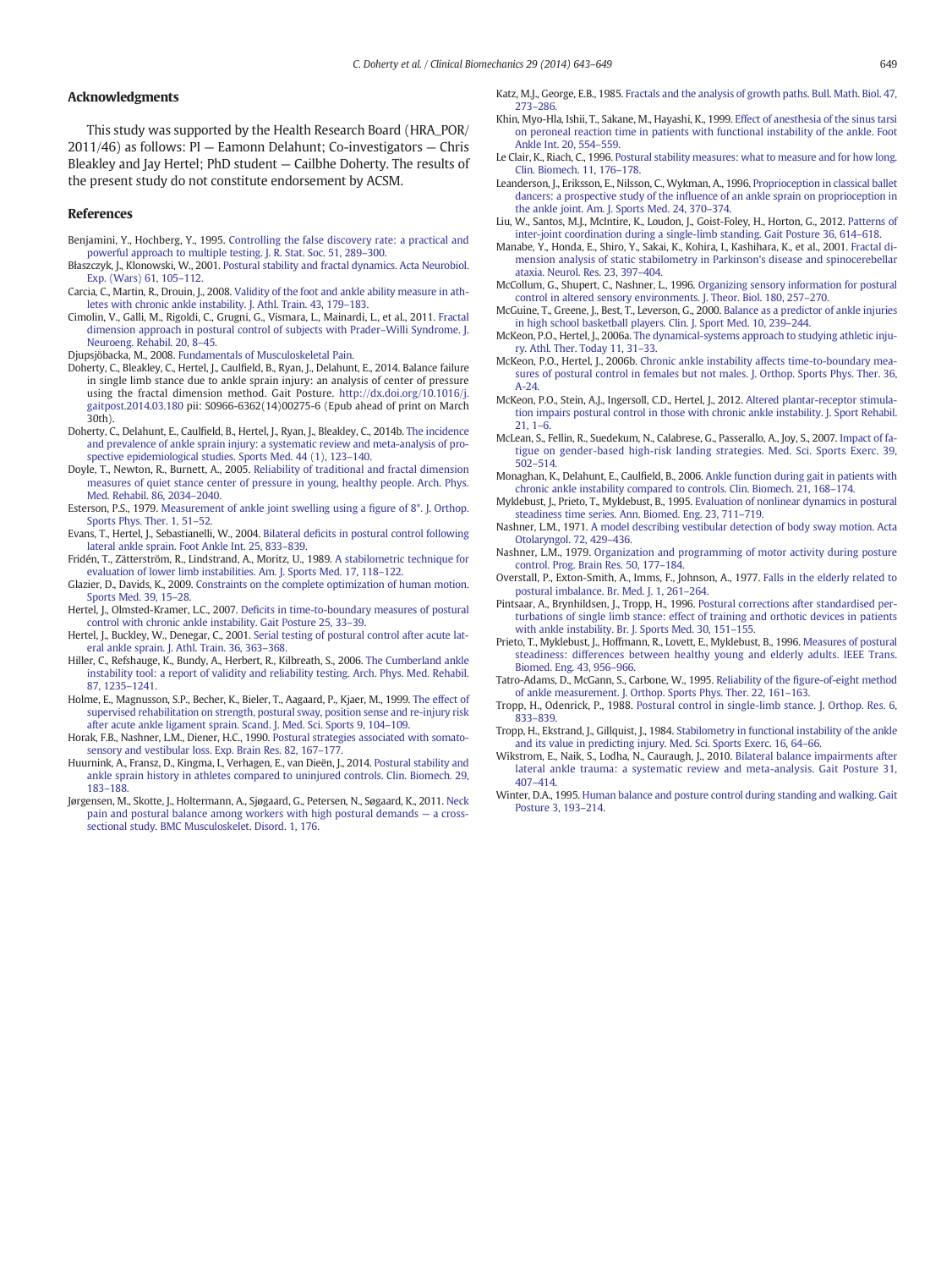## Acknowledgments

This study was supported by the Health Research Board (HRA_POR/2011/46) as follows: PI — Eamonn Delahunt; Co-investigators — Chris Bleakley and Jay Hertel; PhD student — Cailbhe Doherty. The results of the present study do not constitute endorsement by ACSM.

## References

Benjamini, Y., Hochberg, Y., 1995. Controlling the false discovery rate: a practical and powerful approach to multiple testing. J. R. Stat. Soc. 51, 289–300.

Błaszczyk, J., Klonowski, W., 2001. Postural stability and fractal dynamics. Acta Neurobiol. Exp. (Wars) 61, 105–112.

Carcia, C., Martin, R., Drouin, J., 2008. Validity of the foot and ankle ability measure in athletes with chronic ankle instability. J. Athl. Train. 43, 179–183.

Cimolin, V., Galli, M., Rigoldi, C., Grugni, G., Vismara, L., Mainardi, L., et al., 2011. Fractal dimension approach in postural control of subjects with Prader–Willi Syndrome. J. Neuroeng. Rehabil. 20, 8–45.

Djupsjöbacka, M., 2008. Fundamentals of Musculoskeletal Pain.

Doherty, C., Bleakley, C., Hertel, J., Caulfield, B., Ryan, J., Delahunt, E., 2014. Balance failure in single limb stance due to ankle sprain injury: an analysis of center of pressure using the fractal dimension method. Gait Posture. http://dx.doi.org/10.1016/j.gaitpost.2014.03.180 pii: S0966-6362(14)00275-6 (Epub ahead of print on March 30th).

Doherty, C., Delahunt, E., Caulfield, B., Hertel, J., Ryan, J., Bleakley, C., 2014b. The incidence and prevalence of ankle sprain injury: a systematic review and meta-analysis of prospective epidemiological studies. Sports Med. 44 (1), 123–140.

Doyle, T., Newton, R., Burnett, A., 2005. Reliability of traditional and fractal dimension measures of quiet stance center of pressure in young, healthy people. Arch. Phys. Med. Rehabil. 86, 2034–2040.

Esterson, P.S., 1979. Measurement of ankle joint swelling using a figure of 8*. J. Orthop. Sports Phys. Ther. 1, 51–52.

Evans, T., Hertel, J., Sebastianelli, W., 2004. Bilateral deficits in postural control following lateral ankle sprain. Foot Ankle Int. 25, 833–839.

Fridén, T., Zätterström, R., Lindstrand, A., Moritz, U., 1989. A stabilometric technique for evaluation of lower limb instabilities. Am. J. Sports Med. 17, 118–122.

Glazier, D., Davids, K., 2009. Constraints on the complete optimization of human motion. Sports Med. 39, 15–28.

Hertel, J., Olmsted-Kramer, L.C., 2007. Deficits in time-to-boundary measures of postural control with chronic ankle instability. Gait Posture 25, 33–39.

Hertel, J., Buckley, W., Denegar, C., 2001. Serial testing of postural control after acute lateral ankle sprain. J. Athl. Train. 36, 363–368.

Hiller, C., Refshauge, K., Bundy, A., Herbert, R., Kilbreath, S., 2006. The Cumberland ankle instability tool: a report of validity and reliability testing. Arch. Phys. Med. Rehabil. 87, 1235–1241.

Holme, E., Magnusson, S.P., Becher, K., Bieler, T., Aagaard, P., Kjaer, M., 1999. The effect of supervised rehabilitation on strength, postural sway, position sense and re-injury risk after acute ankle ligament sprain. Scand. J. Med. Sci. Sports 9, 104–109.

Horak, F.B., Nashner, L.M., Diener, H.C., 1990. Postural strategies associated with somatosensory and vestibular loss. Exp. Brain Res. 82, 167–177.

Huurnink, A., Fransz, D., Kingma, I., Verhagen, E., van Dieën, J., 2014. Postural stability and ankle sprain history in athletes compared to uninjured controls. Clin. Biomech. 29, 183–188.

Jørgensen, M., Skotte, J., Holtermann, A., Sjøgaard, G., Petersen, N., Søgaard, K., 2011. Neck pain and postural balance among workers with high postural demands — a cross-sectional study. BMC Musculoskelet. Disord. 1, 176.

Katz, M.J., George, E.B., 1985. Fractals and the analysis of growth paths. Bull. Math. Biol. 47, 273–286.

Khin, Myo-Hla, Ishii, T., Sakane, M., Hayashi, K., 1999. Effect of anesthesia of the sinus tarsi on peroneal reaction time in patients with functional instability of the ankle. Foot Ankle Int. 20, 554–559.

Le Clair, K., Riach, C., 1996. Postural stability measures: what to measure and for how long. Clin. Biomech. 11, 176–178.

Leanderson, J., Eriksson, E., Nilsson, C., Wykman, A., 1996. Proprioception in classical ballet dancers: a prospective study of the influence of an ankle sprain on proprioception in the ankle joint. Am. J. Sports Med. 24, 370–374.

Liu, W., Santos, M.J., McIntire, K., Loudon, J., Goist-Foley, H., Horton, G., 2012. Patterns of inter-joint coordination during a single-limb standing. Gait Posture 36, 614–618.

Manabe, Y., Honda, E., Shiro, Y., Sakai, K., Kohira, I., Kashihara, K., et al., 2001. Fractal dimension analysis of static stabilometry in Parkinson's disease and spinocerebellar ataxia. Neurol. Res. 23, 397–404.

McCollum, G., Shupert, C., Nashner, L., 1996. Organizing sensory information for postural control in altered sensory environments. J. Theor. Biol. 180, 257–270.

McGuine, T., Greene, J., Best, T., Leverson, G., 2000. Balance as a predictor of ankle injuries in high school basketball players. Clin. J. Sport Med. 10, 239–244.

McKeon, P.O., Hertel, J., 2006a. The dynamical-systems approach to studying athletic injury. Athl. Ther. Today 11, 31–33.

McKeon, P.O., Hertel, J., 2006b. Chronic ankle instability affects time-to-boundary measures of postural control in females but not males. J. Orthop. Sports Phys. Ther. 36, A-24.

McKeon, P.O., Stein, A.J., Ingersoll, C.D., Hertel, J., 2012. Altered plantar-receptor stimulation impairs postural control in those with chronic ankle instability. J. Sport Rehabil. 21, 1–6.

McLean, S., Fellin, R., Suedekum, N., Calabrese, G., Passerallo, A., Joy, S., 2007. Impact of fatigue on gender-based high-risk landing strategies. Med. Sci. Sports Exerc. 39, 502–514.

Monaghan, K., Delahunt, E., Caulfield, B., 2006. Ankle function during gait in patients with chronic ankle instability compared to controls. Clin. Biomech. 21, 168–174.

Myklebust, J., Prieto, T., Myklebust, B., 1995. Evaluation of nonlinear dynamics in postural steadiness time series. Ann. Biomed. Eng. 23, 711–719.

Nashner, L.M., 1971. A model describing vestibular detection of body sway motion. Acta Otolaryngol. 72, 429–436.

Nashner, L.M., 1979. Organization and programming of motor activity during posture control. Prog. Brain Res. 50, 177–184.

Overstall, P., Exton-Smith, A., Imms, F., Johnson, A., 1977. Falls in the elderly related to postural imbalance. Br. Med. J. 1, 261–264.

Pintsaar, A., Brynhildsen, J., Tropp, H., 1996. Postural corrections after standardised perturbations of single limb stance: effect of training and orthotic devices in patients with ankle instability. Br. J. Sports Med. 30, 151–155.

Prieto, T., Myklebust, J., Hoffmann, R., Lovett, E., Myklebust, B., 1996. Measures of postural steadiness: differences between healthy young and elderly adults. IEEE Trans. Biomed. Eng. 43, 956–966.

Tatro-Adams, D., McGann, S., Carbone, W., 1995. Reliability of the figure-of-eight method of ankle measurement. J. Orthop. Sports Phys. Ther. 22, 161–163.

Tropp, H., Odenrick, P., 1988. Postural control in single-limb stance. J. Orthop. Res. 6, 833–839.

Tropp, H., Ekstrand, J., Gillquist, J., 1984. Stabilometry in functional instability of the ankle and its value in predicting injury. Med. Sci. Sports Exerc. 16, 64–66.

Wikstrom, E., Naik, S., Lodha, N., Cauraugh, J., 2010. Bilateral balance impairments after lateral ankle trauma: a systematic review and meta-analysis. Gait Posture 31, 407–414.

Winter, D.A., 1995. Human balance and posture control during standing and walking. Gait Posture 3, 193–214.